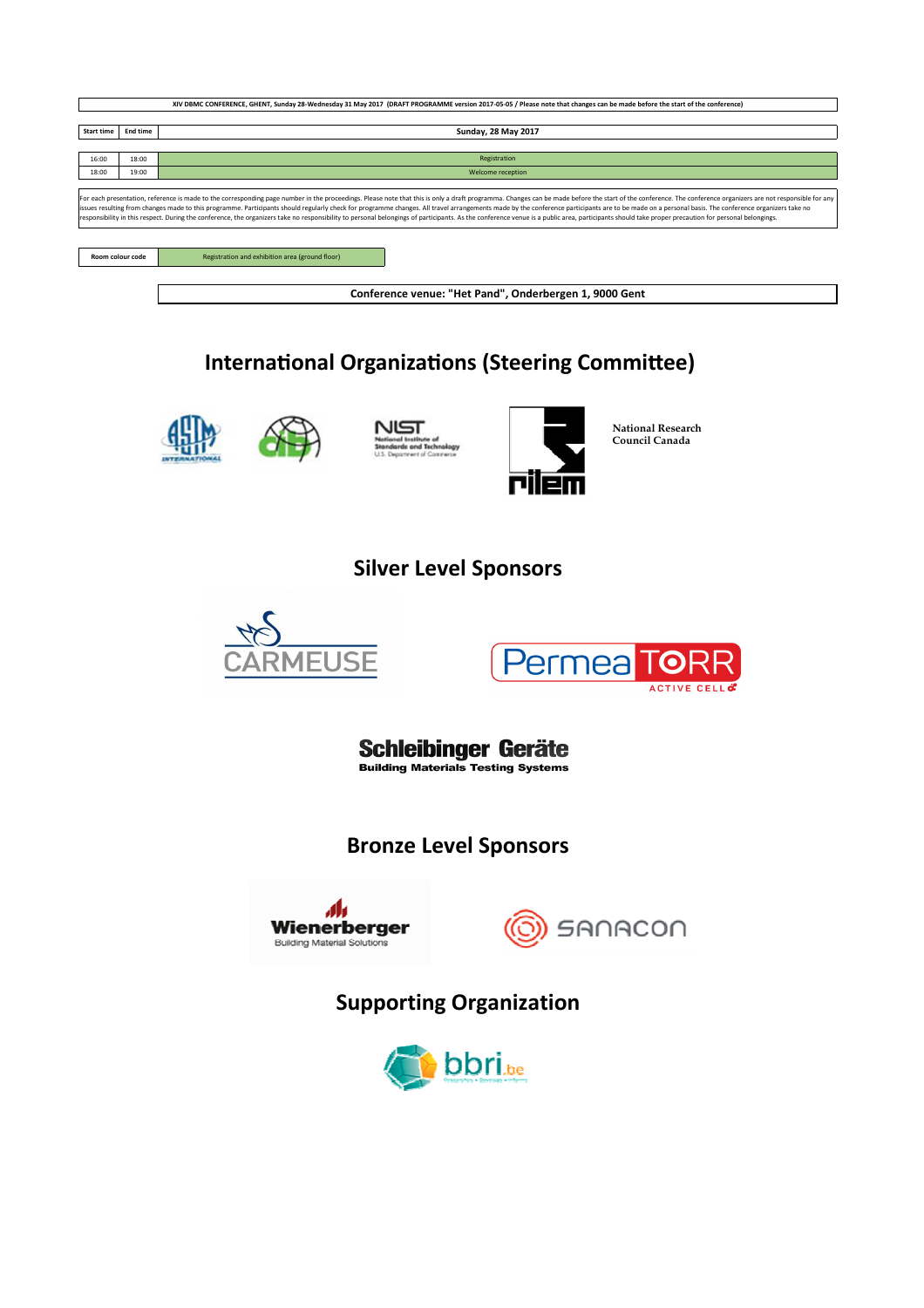XIV DBMC CONFERENCE, GHENT, Sunday 28-Wednesday 31 May 2017 (DRAFT PROGRAMME version 2017-05-05 / Please note that changes can be made before the start of the conference)

| Start time | End time | Sunday, 28 May 2017 |
|---|---|---|
| 16:00 | 18:00 | Registration |
| 18:00 | 19:00 | Welcome reception |

For each presentation, reference is made to the corresponding page number in the proceedings. Please note that this is only a draft programma. Changes can be made before the start of the conference. The conference organizers are not responsible for any issues resulting from changes made to this programme. Participants should regularly check for programme changes. All travel arrangements made by the conference participants are to be made on a personal basis. The conference organizers take no responsibility in this respect. During the conference, the organizers take no responsibility to personal belongings of participants. As the conference venue is a public area, participants should take proper precaution for personal belongings.

| Room colour code | Registration and exhibition area (ground floor) |
|---|---|

**Conference venue: "Het Pand", Onderbergen 1, 9000 Gent**

## International Organizations (Steering Committee)

ASTM International

NIST National Institute of Standards and Technology U.S. Department of Commerce

rilem

National Research Council Canada

## Silver Level Sponsors

CARMEUSE

PermeaTORR ACTIVE CELL

Schleibinger Geräte
Building Materials Testing Systems

## Bronze Level Sponsors

Wienerberger
Building Material Solutions

SANACON

## Supporting Organization

bbri.be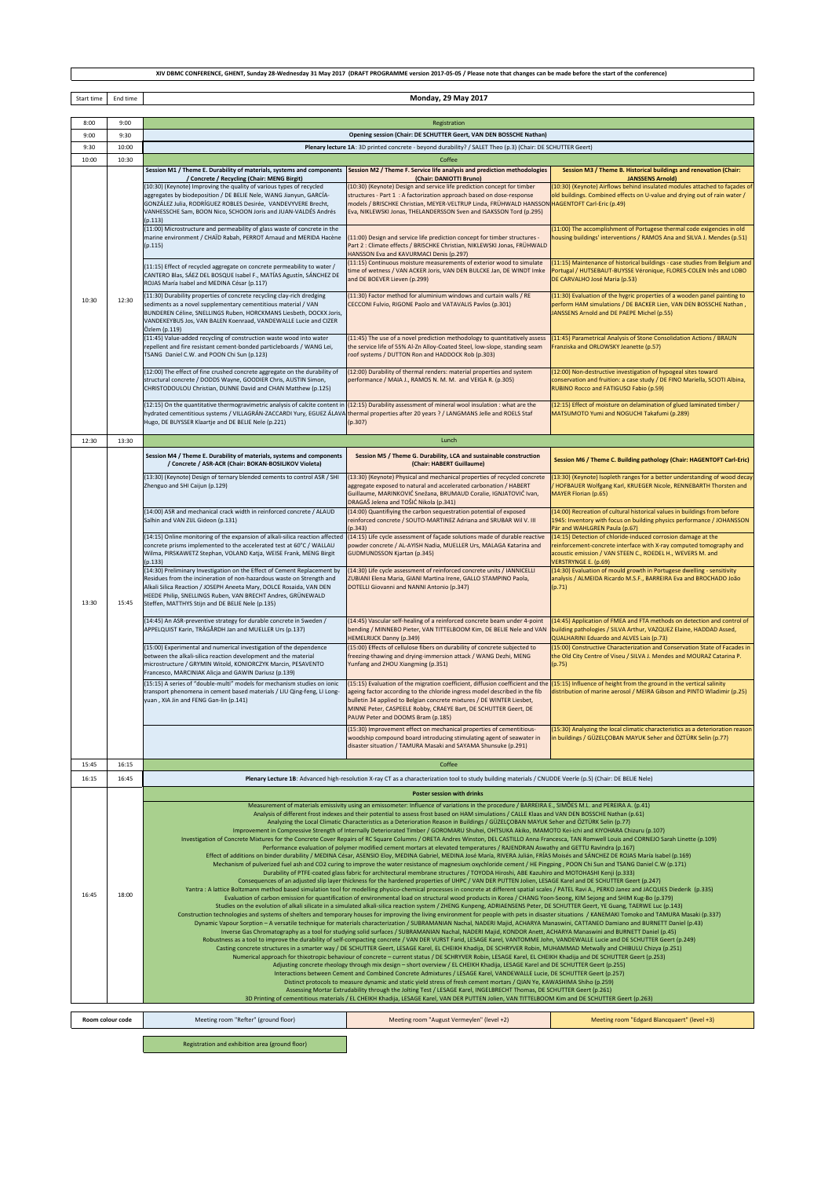**XIV DBMC CONFERENCE, GHENT, Sunday 28-Wednesday 31 May 2017 (DRAFT PROGRAMME version 2017-05-05 / Please note that changes can be made before the start of the conference)**

## Monday, 29 May 2017

| Start time | End time | Meeting room "Refter" (ground floor) | Meeting room "August Vermeylen" (level +2) | Meeting room "Edgard Blancquaert" (level +3) |
|---|---|---|---|---|
| 8:00 | 9:00 | Registration | | |
| 9:00 | 9:30 | Opening session (Chair: DE SCHUTTER Geert, VAN DEN BOSSCHE Nathan) | | |
| 9:30 | 10:00 | **Plenary lecture 1A**: 3D printed concrete - beyond durability? / SALET Theo (p.3) (Chair: DE SCHUTTER Geert) | | |
| 10:00 | 10:30 | Coffee | | |
| 10:30 | 12:30 | **Session M1 / Theme E. Durability of materials, systems and components / Concrete / Recycling (Chair: MENG Birgit)** | **Session M2 / Theme F. Service life analysis and prediction methodologies (Chair: DANIOTTI Bruno)** | **Session M3 / Theme B. Historical buildings and renovation (Chair: JANSSENS Arnold)** |
| | | (10:30) (Keynote) Improving the quality of various types of recycled aggregates by biodeposition / DE BELIE Nele, WANG Jianyun, GARCÍA-GONZÁLEZ Julia, RODRÍGUEZ ROBLES Desirée, VANDEVYVERE Brecht, VANHESSCHE Sam, BOON Nico, SCHOON Joris and JUAN-VALDÉS Andrés (p.113) | (10:30) (Keynote) Design and service life prediction concept for timber structures - Part 1 : A factorization approach based on dose-response models / BRISCHKE Christian, MEYER-VELTRUP Linda, FRÜHWALD HANSSON Eva, NIKLEWSKI Jonas, THELANDERSSON Sven and ISAKSSON Tord (p.295) | (10:30) (Keynote) Airflows behind insulated modules attached to façades of old buildings. Combined effects on U-value and drying out of rain water / HAGENTOFT Carl-Eric (p.49) |
| | | (11:00) Microstructure and permeability of glass waste of concrete in the marine environment / CHAÏD Rabah, PERROT Arnaud and MERIDA Hacène (p.115) | (11:00) Design and service life prediction concept for timber structures - Part 2 : Climate effects / BRISCHKE Christian, NIKLEWSKI Jonas, FRÜHWALD HANSSON Eva and KAVURMACI Denis (p.297) | (11:00) The accomplishment of Portugese thermal code exigencies in old housing buildings' interventions / RAMOS Ana and SILVA J. Mendes (p.51) |
| | | (11:15) Effect of recycled aggregate on concrete permeability to water / CANTERO Blas, SÁEZ DEL BOSQUE Isabel F., MATÍAS Agustín, SÁNCHEZ DE ROJAS María Isabel and MEDINA César (p.117) | (11:15) Continuous moisture measurements of exterior wood to simulate time of wetness / VAN ACKER Joris, VAN DEN BULCKE Jan, DE WINDT Imke and DE BOEVER Lieven (p.299) | (11:15) Maintenance of historical buildings - case studies from Belgium and Portugal / HUTSEBAUT-BUYSSE Véronique, FLORES-COLEN Inês and LOBO DE CARVALHO José Maria (p.53) |
| | | (11:30) Durability properties of concrete recycling clay-rich dredging sediments as a novel supplementary cementitious material / VAN BUNDEREN Céline, SNELLINGS Ruben, HORCKMANS Liesbeth, DOCKX Joris, VANDEKEYBUS Jos, VAN BALEN Koenraad, VANDEWALLE Lucie and CIZER Özlem (p.119) | (11:30) Factor method for aluminium windows and curtain walls / RE CECCONI Fulvio, RIGONE Paolo and VATAVALIS Pavlos (p.301) | (11:30) Evaluation of the hygric properties of a wooden panel painting to perform HAM simulations / DE BACKER Lien, VAN DEN BOSSCHE Nathan, JANSSENS Arnold and DE PAEPE Michel (p.55) |
| | | (11:45) Value-added recycling of construction waste wood into water repellent and fire resistant cement-bonded particleboards / WANG Lei, TSANG Daniel C.W. and POON Chi Sun (p.123) | (11:45) The use of a novel prediction methodology to quantitatively assess the service life of 55% Al-Zn Alloy-Coated Steel, low-slope, standing seam roof systems / DUTTON Ron and HADDOCK Rob (p.303) | (11:45) Parametrical Analysis of Stone Consolidation Actions / BRAUN Franziska and ORLOWSKY Jeanette (p.57) |
| | | (12:00) The effect of fine crushed concrete aggregate on the durability of structural concrete / DODDS Wayne, GOODIER Chris, AUSTIN Simon, CHRISTODOULOU Christian, DUNNE David and CHAN Matthew (p.125) | (12:00) Durability of thermal renders: material properties and system performance / MAIA J., RAMOS N. M. M. and VEIGA R. (p.305) | (12:00) Non-destructive investigation of hypogeal sites toward conservation and fruition: a case study / DE FINO Mariella, SCIOTI Albina, RUBINO Rocco and FATIGUSO Fabio (p.59) |
| | | (12:15) On the quantitative thermogravimetric analysis of calcite content in hydrated cementitious systems / VILLAGRÁN-ZACCARDI Yury, EGUEZ ÁLAVA Hugo, DE BUYSSER Klaartje and DE BELIE Nele (p.221) | (12:15) Durability assessment of mineral wool insulation : what are the thermal properties after 20 years ? / LANGMANS Jelle and ROELS Staf (p.307) | (12:15) Effect of moisture on delamination of glued laminated timber / MATSUMOTO Yumi and NOGUCHI Takafumi (p.289) |
| 12:30 | 13:30 | Lunch | | |
| 13:30 | 15:45 | **Session M4 / Theme E. Durability of materials, systems and components / Concrete / ASR-ACR (Chair: BOKAN-BOSILIKOV Violeta)** | **Session M5 / Theme G. Durability, LCA and sustainable construction (Chair: HABERT Guillaume)** | **Session M6 / Theme C. Building pathology (Chair: HAGENTOFT Carl-Eric)** |
| | | (13:30) (Keynote) Design of ternary blended cements to control ASR / SHI Zhenguo and SHI Caijun (p.129) | (13:30) (Keynote) Physical and mechanical properties of recycled concrete aggregate exposed to natural and accelerated carbonation / HABERT Guillaume, MARINKOVIĆ Snežana, BRUMAUD Coralie, IGNJATOVIĆ Ivan, DRAGAŠ Jelena and TOŠIĆ Nikola (p.341) | (13:30) (Keynote) Isopleth ranges for a better understanding of wood decay / HOFBAUER Wolfgang Karl, KRUEGER Nicole, RENNEBARTH Thorsten and MAYER Florian (p.65) |
| | | (14:00) ASR and mechanical crack width in reinforced concrete / ALAUD Salhin and VAN ZIJL Gideon (p.131) | (14:00) Quantifying the carbon sequestration potential of exposed reinforced concrete / SOUTO-MARTINEZ Adriana and SRUBAR Wil V. III (p.343) | (14:00) Recreation of cultural historical values in buildings from before 1945: Inventory with focus on building physics performance / JOHANSSON Pär and WAHLGREN Paula (p.67) |
| | | (14:15) Online monitoring of the expansion of alkali-silica reaction affected concrete prisms implemented to the accelerated test at 60°C / WALLAU Wilma, PIRSKAWETZ Stephan, VOLAND Katja, WEISE Frank, MENG Birgit (p.133) | (14:15) Life cycle assessment of façade solutions made of durable reactive powder concrete / AL-AYISH Nadia, MUELLER Urs, MALAGA Katarina and GUDMUNDSSON Kjartan (p.345) | (14:15) Detection of chloride-induced corrosion damage at the reinforcement-concrete interface with X-ray computed tomography and acoustic emission / VAN STEEN C., ROEDEL H., WEVERS M. and VERSTRYNGE E. (p.69) |
| | | (14:30) Preliminary Investigation on the Effect of Cement Replacement by Residues from the incineration of non-hazardous waste on Strength and Alkali Silica Reaction / JOSEPH Aneeta Mary, DOLCE Rosaida, VAN DEN HEEDE Philip, SNELLINGS Ruben, VAN BRECHT Andres, GRÜNEWALD Steffen, MATTHYS Stijn and DE BELIE Nele (p.135) | (14:30) Life cycle assessment of reinforced concrete units / IANNICELLI ZUBIANI Elena Maria, GIANI Martina Irene, GALLO STAMPINO Paola, DOTELLI Giovanni and NANNI Antonio (p.347) | (14:30) Evaluation of mould growth in Portugese dwelling - sensitivity analysis / ALMEIDA Ricardo M.S.F., BARREIRA Eva and BROCHADO João (p.71) |
| | | (14:45) An ASR-preventive strategy for durable concrete in Sweden / APPELQUIST Karin, TRÄGÅRDH Jan and MUELLER Urs (p.137) | (14:45) Vascular self-healing of a reinforced concrete beam under 4-point bending / MINNEBO Pieter, VAN TITTELBOOM Kim, DE BELIE Nele and VAN HEMELRIJCK Danny (p.349) | (14:45) Application of FMEA and FTA methods on detection and control of building pathologies / SILVA Arthur, VAZQUEZ Elaine, HADDAD Assed, QUALHARINI Eduardo and ALVES Lais (p.73) |
| | | (15:00) Experimental and numerical investigation of the dependence between the alkali-silica reaction development and the material microstructure / GRYMIN Witold, KONIORCZYK Marcin, PESAVENTO Francesco, MARCINIAK Alicja and GAWIN Dariusz (p.139) | (15:00) Effects of cellulose fibers on durability of concrete subjected to freezing-thawing and drying-immersion attack / WANG Dezhi, MENG Yunfang and ZHOU Xiangming (p.351) | (15:00) Constructive Characterization and Conservation State of Facades in the Old City Centre of Viseu / SILVA J. Mendes and MOURAZ Catarina P. (p.75) |
| | | (15:15) A series of "double-multi" models for mechanism studies on ionic transport phenomena in cement based materials / LIU Qing-feng, LI Long-yuan , XIA Jin and FENG Gan-lin (p.141) | (15:15) Evaluation of the migration coefficient, diffusion coefficient and the ageing factor according to the chloride ingress model described in the fib bulletin 34 applied to Belgian concrete mixtures / DE WINTER Liesbet, MINNE Peter, CASPEELE Robby, CRAEYE Bart, DE SCHUTTER Geert, DE PAUW Peter and DOOMS Bram (p.185) | (15:15) Influence of height from the ground in the vertical salinity distribution of marine aerosol / MEIRA Gibson and PINTO Wladimir (p.25) |
| | | | (15:30) Improvement effect on mechanical properties of cementitious-woodship compound board introducing stimulating agent of seawater in disaster situation / TAMURA Masaki and SAYAMA Shunsuke (p.291) | (15:30) Analyzing the local climatic characteristics as a deterioration reason in buildings / GÜZELÇOBAN MAYUK Seher and ÖZTÜRK Selin (p.77) |
| 15:45 | 16:15 | Coffee | | |
| 16:15 | 16:45 | **Plenary Lecture 1B**: Advanced high-resolution X-ray CT as a characterization tool to study building materials / CNUDDE Veerle (p.5) (Chair: DE BELIE Nele) | | |
| 16:45 | 18:00 | **Poster session with drinks** | | |

Poster session (16:45–18:00):

- Measurement of materials emissivity using an emissometer: Influence of variations in the procedure / BARREIRA E., SIMÕES M.L. and PEREIRA A. (p.41)
- Analysis of different frost indexes and their potential to assess frost based on HAM simulations / CALLE Klaas and VAN DEN BOSSCHE Nathan (p.61)
- Analyzing the Local Climatic Characteristics as a Deterioration Reason in Buildings / GÜZELÇOBAN MAYUK Seher and ÖZTÜRK Selin (p.77)
- Improvement in Compressive Strength of Internally Deteriorated Timber / GOROMARU Shuhei, OHTSUKA Akiko, IMAMOTO Kei-ichi and KIYOHARA Chizuru (p.107)
- Investigation of Concrete Mixtures for the Concrete Cover Repairs of RC Square Columns / ORETA Andres Winston, DEL CASTILLO Anna Francesca, TAN Romwell Louis and CORNEJO Sarah Linette (p.109)
- Performance evaluation of polymer modified cement mortars at elevated temperatures / RAJENDRAN Aswathy and GETTU Ravindra (p.167)
- Effect of additions on binder durability / MEDINA César, ASENSIO Eloy, MEDINA Gabriel, MEDINA José María, RIVERA Julián, FRÍAS Moisés and SÁNCHEZ DE ROJAS María Isabel (p.169)
- Mechanism of pulverized fuel ash and CO2 curing to improve the water resistance of magnesium oxychloride cement / HE Pingping , POON Chi Sun and TSANG Daniel C.W (p.171)
- Durability of PTFE-coated glass fabric for architectural membrane structures / TOYODA Hiroshi, ABE Kazuhiro and MOTOHASHI Kenji (p.333)
- Consequences of an adjusted slip layer thickness for the hardened properties of UHPC / VAN DER PUTTEN Jolien, LESAGE Karel and DE SCHUTTER Geert (p.247)
- Yantra : A lattice Boltzmann method based simulation tool for modelling physico-chemical processes in concrete at different spatial scales / PATEL Ravi A., PERKO Janez and JACQUES Diederik (p.335)
- Evaluation of carbon emission for quantification of environmental load on structural wood products in Korea / CHANG Yoon-Seong, KIM Sejong and SHIM Kug-Bo (p.379)
- Studies on the evolution of alkali silicate in a simulated alkali-silica reaction system / ZHENG Kunpeng, ADRIAENSENS Peter, DE SCHUTTER Geert, YE Guang, TAERWE Luc (p.143)
- Construction technologies and systems of shelters and temporary houses for improving the living environment for people with pets in disaster situations / KANEMAKI Tomoko and TAMURA Masaki (p.337)
- Dynamic Vapour Sorption – A versatile technique for materials characterization / SUBRAMANIAN Nachal, NADERI Majid, ACHARYA Manaswini, CATTANEO Damiano and BURNETT Daniel (p.43)
- Inverse Gas Chromatography as a tool for studying solid surfaces / SUBRAMANIAN Nachal, NADERI Majid, KONDOR Anett, ACHARYA Manaswini and BURNETT Daniel (p.45)
- Robustness as a tool to improve the durability of self-compacting concrete / VAN DER VURST Farid, LESAGE Karel, VANTOMME John, VANDEWALLE Lucie and DE SCHUTTER Geert (p.249)
- Casting concrete structures in a smarter way / DE SCHUTTER Geert, LESAGE Karel, EL CHEIKH Khadija, DE SCHRYVER Robin, MUHAMMAD Metwally and CHIBULU Chizya (p.251)
- Numerical approach for thixotropic behaviour of concrete – current status / DE SCHRYVER Robin, LESAGE Karel, EL CHEIKH Khadija and DE SCHUTTER Geert (p.253)
- Adjusting concrete rheology through mix design – short overview / EL CHEIKH Khadija, LESAGE Karel and DE SCHUTTER Geert (p.255)
- Interactions between Cement and Combined Concrete Admixtures / LESAGE Karel, VANDEWALLE Lucie, DE SCHUTTER Geert (p.257)
- Distinct protocols to measure dynamic and static yield stress of fresh cement mortars / QIAN Ye, KAWASHIMA Shiho (p.259)
- Assessing Mortar Extrudability through the Jolting Test / LESAGE Karel, INGELBRECHT Thomas, DE SCHUTTER Geert (p.261)
- 3D Printing of cementitious materials / EL CHEIKH Khadija, LESAGE Karel, VAN DER PUTTEN Jolien, VAN TITTELBOOM Kim and DE SCHUTTER Geert (p.263)

| Room colour code | | | |
|---|---|---|---|
| | Meeting room "Refter" (ground floor) | Meeting room "August Vermeylen" (level +2) | Meeting room "Edgard Blancquaert" (level +3) |
| | Registration and exhibition area (ground floor) | | |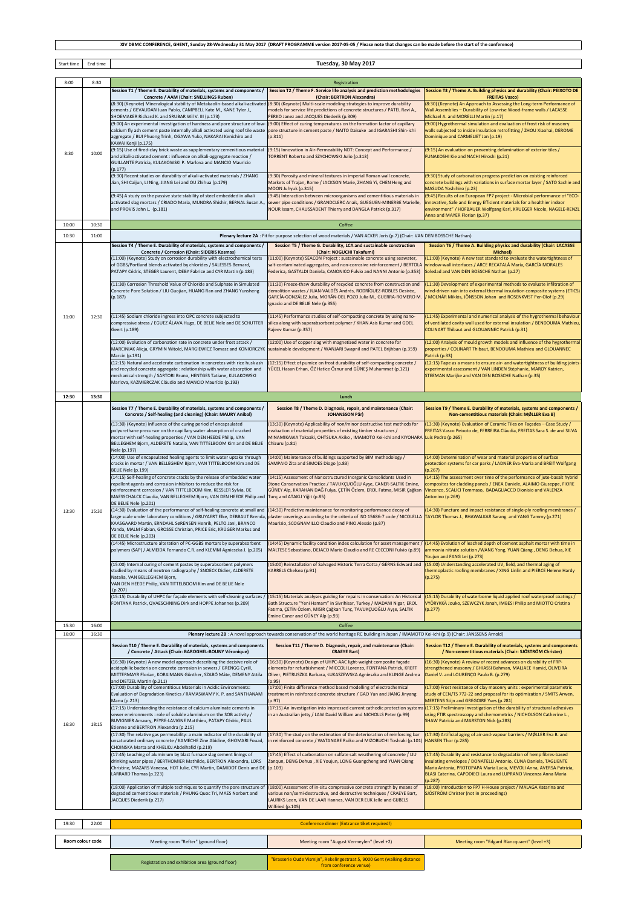**XIV DBMC CONFERENCE, GHENT, Sunday 28-Wednesday 31 May 2017 (DRAFT PROGRAMME version 2017-05-05 / Please note that changes can be made before the start of the conference)**

| Start time | End time | Tuesday, 30 May 2017 | | |
|---|---|---|---|---|
| 8:00 | 8:30 | Registration | | |
| 8:30 | 10:00 | **Session T1 / Theme E. Durability of materials, systems and components / Concrete / AAM (Chair: SNELLINGS Ruben)** | **Session T2 / Theme F. Service life analysis and prediction methodologies (Chair: BERTRON Alexandra)** | **Session T3 / Theme A. Building physics and durability (Chair: PEIXOTO DE FREITAS Vasco)** |
| | | (8:30) (Keynote) Mineralogical stability of Metakaolin-based alkali-activated cements / GEVAUDAN Juan Pablo, CAMPBELL Kate M., KANE Tyler J., SHOEMAKER Richard K. and SRUBAR Wil V. III (p.173) | (8:30) (Keynote) Multi-scale modeling strategies to improve durability models for service life predictions of concrete structures / PATEL Ravi A., PERKO Janez and JACQUES Diederik (p.309) | (8:30) (Keynote) An Approach to Assessing the Long-term Performance of Wall Assemblies – Durability of Low-rise Wood-frame walls / LACASSE Michael A. and MORELLI Martin (p.17) |
| | | (9:00) An experimental investigation of hardness and pore structure of low-calcium fly ash cement paste internally alkali activated using roof tile waste aggregate / BUI Phuong Trinh, OGAWA Yuko, NAKARAI Kenichiro and KAWAI Kenji (p.175) | (9:00) Effect of curing temperatures on the formation factor of capillary pore structure in cement paste / NAITO Daisuke and IGARASHI Shin-ichi (p.311) | (9:00) Hygrothermal simulation and evaluation of frost risk of masonry walls subjected to inside insulation retrofitting / ZHOU Xiaohai, DEROME Dominique and CARMELIET Jan (p.19) |
| | | (9:15) Use of fired-clay brick waste as supplementary cementitious material and alkali-activated cement : influence on alkali-aggregate reaction / GUILLANTE Patricia, KULAKOWSKI P. Marlova and MANCIO Mauricio (p.177) | (9:15) Innovation in Air-Permeability NDT: Concept and Performance / TORRENT Roberto and SZYCHOWSKI Julio (p.313) | (9:15) An evaluation on preventing delamination of exterior tiles / FUNAKOSHI Kie and NACHI Hiroshi (p.21) |
| | | (9:30) Recent studies on durability of alkali-activated materials / ZHANG Jian, SHI Caijun, LI Ning, JIANG Lei and OU Zhihua (p.179) | (9:30) Porosity and mineral textures in imperial Roman wall concrete, Markets of Trajan, Rome / JACKSON Marie, ZHANG Yi, CHEN Heng and MOON Juhyuk (p.315) | (9:30) Study of carbonation progress prediction on existing reinforced concrete buildings with variations in surface mortar layer / SATO Sachie and MASUDA Yoshihiro (p.23) |
| | | (9:45) A study on the passive state stability of steel embedded in alkali activated slag mortars / CRIADO Maria, MUNDRA Shishir, BERNAL Susan A. and PROVIS John L. (p.181) | (9:45) Interaction between microorganisms and cementitious materials in sewer pipe conditions / GRANDCLERC Anaïs, GUEGUEN-MINERBE Marielle, NOUR Issam, CHAUSSADENT Thierry and DANGLA Patrick (p.317) | (9:45) Results of an European FP7 project - Microbial performance of "ECO-innovative, Safe and Energy Efficient materials for a healthier indoor environment" / HOFBAUER Wolfgang Karl, KRUEGER Nicole, NAGELE-RENZL Anna and MAYER Florian (p.37) |
| 10:00 | 10:30 | Coffee | | |
| 10:30 | 11:00 | **Plenary lecture 2A** : Fit for purpose selection of wood materials / VAN ACKER Joris (p.7) (Chair: VAN DEN BOSSCHE Nathan) | | |
| 11:00 | 12:30 | **Session T4 / Theme E. Durability of materials, systems and components / Concrete / Corrosion (Chair: SIDERIS Kosmas)** | **Session T5 / Theme G. Durability, LCA and sustainable construction (Chair: NOGUCHI Takafumi)** | **Session T6 / Theme A. Building physics and durability (Chair: LACASSE Michael)** |
| | | (11:00) (Keynote) Study on corrosion durability with electrochemical tests of GGBS/Portland blends activated by chlorides / SALESSES Bernard, PATAPY Cédric, STEGER Laurent, DEBY Fabrice and CYR Martin (p.183) | (11:00) (Keynote) SEACON Project : sustainable concrete using seawater, salt-contaminated aggregates, and non-corrosive reinforcement / BERTOLA Federica, GASTALDI Daniela, CANONICO Fulvio and NANNI Antonio (p.353) | (11:00) (Keynote) A new test standard to evaluate the watertightness of window-wall interfaces / ARCE RECATALÁ María, GARCÍA MORALES Soledad and VAN DEN BOSSCHE Nathan (p.27) |
| | | (11:30) Corrosion Threshold Value of Chloride and Sulphate in Simulated Concrete Pore Solution / LIU Guojian, HUANG Ran and ZHANG Yunsheng (p.187) | (11:30) Freeze-thaw durability of recycled concrete from construction and demolition wastes / JUAN-VALDÉS Andrés, RODRÍGUEZ-ROBLES Desirée, GARCÍA-GONZÁLEZ Julia, MORÁN-DEL POZO Julia M., GUERRA-ROMERO M. Ignacio and DE BELIE Nele (p.355) | (11:30) Development of experimental methods to evaluate infiltration of wind-driven rain into external thermal insulation composite systems (ETICS) / MOLNÁR Miklós, JÖNSSON Johan and ROSENKVIST Per-Olof (p.29) |
| | | (11:45) Sodium chloride ingress into OPC concrete subjected to compressive stress / EGUEZ ÁLAVA Hugo, DE BELIE Nele and DE SCHUTTER Geert (p.189) | (11:45) Performance studies of self-compacting concrete by using nano-silica along with superabsorbent polymer / KHAN Asis Kumar and GOEL Rajeev Kumar (p.357) | (11:45) Experimental and numerical analysis of the hygrothermal behaviour of ventilated cavity wall used for external insulation / BENDOUMA Mathieu, COLINART Thibaut and GLOUANNEC Patrick (p.31) |
| | | (12:00) Evolution of carbonation rate in concrete under frost attack / MARCINIAK Alicja, GRYMIN Witold, MARGIEWICZ Tomasz and KONIORCZYK Marcin (p.191) | (12:00) Use of copper slag with magnetized water in concrete for sustainable development / WANJARI Swapnil and PATEL Brijhban (p.359) | (12:00) Analysis of mould growth models and influence of the hygrothermal properties / COLINART Thibaut, BENDOUMA Mathieu and GLOUANNEC Patrick (p.33) |
| | | (12:15) Natural and accelerate carbonation in concretes with rice husk ash and recycled concrete aggregate : relationship with water absorption and mechanical strength / SARTORI Bruno, HENTGES Tatiane, KULAKOWSKI Marlova, KAZMIERCZAK Cláudio and MANCIO Maurício (p.193) | (12:15) Effect of pumice on frost durability of self-compacting concrete / YÜCEL Hasan Erhan, ÖZ Hatice Öznur and GÜNEŞ Muhammet (p.121) | (12:15) Tape as a means to ensure air- and watertightness of building joints - experimental assessment / VAN LINDEN Stéphanie, MAROY Katrien, STEEMAN Marijke and VAN DEN BOSSCHE Nathan (p.35) |
| 12:30 | 13:30 | Lunch | | |
| 13:30 | 15:30 | **Session T7 / Theme E. Durability of materials, systems and components / Concrete / Self-healing (and cleaning) (Chair: MAURY Anibal)** | **Session T8 / Theme D. Diagnosis, repair, and maintenance (Chair: JOHANSSON Pär)** | **Session T9 / Theme E. Durability of materials, systems and components / Non-cementitious materials (Chair: MØLLER Eva B)** |
| | | (13:30) (Keynote) Influence of the curing period of encapsulated polyurethane precursor on the capillary water absorption of cracked mortar with self-healing properties / VAN DEN HEEDE Philip, VAN BELLEGHEM Bjorn, ALDERETE Natalia, VAN TITTELBOOM Kim and DE BELIE Nele (p.197) | (13:30) (Keynote) Applicability of non/minor destructive test methods for evaluation of material properties of existing timber structures / MINAMIKAWA Takaaki, OHTSUKA Akiko , IMAMOTO Kei-ichi and KIYOHARA Chizuru (p.81) | (13:30) (Keynote) Evaluation of Ceramic Tiles on Façades – Case Study / FREITAS Vasco Peixoto de, FERREIRA Cláudia, FREITAS Sara S. de and SILVA Luís Pedro (p.265) |
| | | (14:00) Use of encapsulated healing agents to limit water uptake through cracks in mortar / VAN BELLEGHEM Bjorn, VAN TITTELBOOM Kim and DE BELIE Nele (p.199) | (14:00) Maintenance of buildings supported by BIM methodology / SAMPAIO Zita and SIMOES Diogo (p.83) | (14:00) Determination of wear and material properties of surface protection systems for car parks / LADNER Eva-Maria and BREIT Wolfgang (p.267) |
| | | (14:15) Self-healing of concrete cracks by the release of embedded water repellent agents and corrosion inhibitors to reduce the risk for reinforcement corrosion / VAN TITTELBOOM Kim, KESSLER Sylvia, DE MAESSCHALCK Claudia, VAN BELLEGHEM Bjorn, VAN DEN HEEDE Philip and DE BELIE Nele (p.201) | (14:15) Assessment of Nanostructured Inorganic Consolidants Used in Stone Conservation Practice / TAVUKÇUOĞLU Ayşe, CANER-SALTIK Emine, GÜNEY Alp, KARAHAN DAĞ Fulya, ÇETİN Özlem, EROL Fatma, MISIR Çağkan Tunç and ATAKLI Yiğit (p.85) | (14:15) The assessment over time of the performance of jute-basalt hybrid composites for cladding panels / ENEA Daniele, ALAIMO Giuseppe, FIORE Vincenzo, SCALICI Tommaso, BADAGLIACCO Dionisio and VALENZA Antonino (p.269) |
| | | (14:30) Evaluation of the performance of self-healing concrete at small and large scale under laboratory conditions / GRUYAERT Elke, DEBBAUT Brenda, KAASGAARD Martin, ERNDAHL SøRENSEN Henrik, PELTO Jani, BRANCO Vanda, MALM Fabian, GROSSE Christian, PRICE Eric, KRÜGER Markus and DE BELIE Nele (p.203) | (14:30) Predictive maintenance for monitoring performance decay of plaster coverings according to the criteria of ISO 15686-7 code / NICOLELLA Maurizio, SCOGNAMILLO Claudio and PINO Alessio (p.87) | (14:30) Puncture and impact resistance of single-ply roofing membranes / TAYLOR Thomas J., BHAWALKAR Sarang and YANG Tammy (p.271) |
| | | (14:45) Microstructure alteration of PC-GGBS mortars by superabsorbent polymers (SAP) / ALMEIDA Fernando C.R. and KLEMM Agnieszka J. (p.205) | (14:45) Dynamic facility condition index calculation for asset management / MALTESE Sebastiano, DEJACO Mario Claudio and RE CECCONI Fulvio (p.89) | (14:45) Evolution of leached depth of cement asphalt mortar with time in ammonia nitrate solution /WANG Yong, YUAN Qiang , DENG Dehua, XIE Youjun and FANG Lei (p.273) |
| | | (15:00) Internal curing of cement pastes by superabsorbent polymers studied by means of neutron radiography / SNOECK Didier, ALDERETE Natalia, VAN BELLEGHEM Bjorn, VAN DEN HEEDE Philip, VAN TITTELBOOM Kim and DE BELIE Nele (p.207) | (15:00) Reinstallation of Salvaged Historic Terra Cotta / GERNS Edward and KARRELS Chelsea (p.91) | (15:00) Understanding accelerated UV, field, and thermal aging of thermoplastic roofing membranes / XING Linlin and PIERCE Helene Hardy (p.275) |
| | | (15:15) Durability of UHPC for façade elements with self-cleaning surfaces / FONTANA Patrick, QVAESCHNING Dirk and HOPPE Johannes (p.209) | (15:15) Materials analyses guiding for repairs in conservation: An Historical Bath Structure "Yeni Hamam" in Sivrihisar, Turkey / MADANI Nigar, EROL Fatma, ÇETİN Özlem, MISIR Çağkan Tunç, TAVUKÇUOĞLU Ayşe, SALTIK Emine Caner and GÜNEY Alp (p.93) | (15:15) Durability of waterborne liquid applied roof waterproof coatings / VYÖRYKKÄ Jouko, SZEWCZYK Janah, IMBESI Philip and MIOTTO Cristina (p.277) |
| 15:30 | 16:00 | Coffee | | |
| 16:00 | 16:30 | **Plenary lecture 2B** : A novel approach towards conservation of the world heritage RC building in Japan / IMAMOTO Kei-ichi (p.9) (Chair: JANSSENS Arnold) | | |
| 16:30 | 18:15 | **Session T10 / Theme E. Durability of materials, systems and components / Concrete / Attack (Chair: BAROGHEL-BOUNY Véronique)** | **Session T11 / Theme D. Diagnosis, repair, and maintenance (Chair: CRAEYE Bart)** | **Session T12 / Theme E. Durability of materials, systems and components / Non-cementitious materials (Chair: SJÖSTRÖM Christer)** |
| | | (16:30) (Keynote) A new model approach describing the decisive role of acidophilic bacteria on concrete corrosion in sewers / GRENGG Cyrill, MITTERMAYR Florian, KORAIMANN Günther, SZABÓ Máte, DEMENY Attila and DIETZEL Martin (p.211) | (16:30) (Keynote) Design of UHPC-AAC light-weight composite façade elements for refurbishment / MICCOLI Lorenzo, FONTANA Patrick, KREFT Oliver, PIETRUSZKA Barbara, ŁUKASZEWSKA Agnieszka and KLINGE Andrea (p.95) | (16:30) (Keynote) A review of recent advances on durability of FRP-strengthened masonry / GHIASSI Bahman, MALJAEE Hamid, OLIVEIRA Daniel V. and LOURENÇO Paulo B. (p.279) |
| | | (17:00) Durability of Cementitious Materials in Acidic Environments: Evaluation of Degradation Kinetics / RAMASWAMY K. P. and SANTHANAM Manu (p.213) | (17:00) Finite difference method based modelling of electrochemical treatment in reinforced concrete structure / GAO Yun and JIANG Jinyang (p.97) | (17:00) Frost resistance of clay masonry units : experimental parametric study of CEN/TS 772-22 and proposal for its optimization / SMITS Arwen, MERTENS Stijn and GREGOIRE Yves (p.281) |
| | | (17:15) Understanding the resistance of calcium aluminate cements in sewer environments : role of soluble aluminium on the SOB activity / BUVIGNIER Amaury, PEYRE-LAVIGNE Matthieu, PATAPY Cédric, PAUL Etienne and BERTRON Alexandra (p.215) | (17:15) An investigation into impressed current cathodic protection systems in an Australian jetty / LAW David William and NICHOLLS Peter (p.99) | (17:15) Preliminary investigation of the durability of structural adhesives using FTIR spectroscopy and chemometrics / NICHOLSON Catherine L., SHAW Patricia and MARSTON Nick (p.283) |
| | | (17:30) The relative gas permeability: a main indicator of the durability of unsaturated ordinary concrete / KAMECHE Zine Abidine, GHOMARI Fouad, CHOINSKA Marta and KHELIDJ Abdelhafid (p.219) | (17:30) The study on the estimation of the deterioration of reinforcing bar in reinforced concrete / WATANABE Ruiko and MIZOBUCHI Toshiaki (p.101) | (17:30) Artificial aging of air-and-vapour barriers / MØLLER Eva B. and HANSEN Thor (p.285) |
| | | (17:45) Leaching of aluminium by blast furnace slag cement linings of drinking water pipes / BERTHOMIER Mathilde, BERTRON Alexandra, LORS Christine, MAZARS Vanessa, HOT Julie, CYR Martin, DAMIDOT Denis and DE LARRARD Thomas (p.223) | (17:45) Effect of carbonation on sulfate salt weathering of concrete / LIU Zanqun, DENG Dehua , XIE Youjun, LONG Guangcheng and YUAN Qiang (p.103) | (17:45) Durability and resistance to degradation of hemp fibres-based insulating envelopes / DONATELLI Antonio, CUNA Daniela, TAGLIENTE Maria Antonia, PROTOPAPA Maria Lucia, MEVOLI Anna, AVERSA Patrizia, BLASI Caterina, CAPODIECI Laura and LUPRANO Vincenza Anna Maria (p.287) |
| | | (18:00) Application of multiple techniques to quantify the pore structure of degraded cementitious materials / PHUNG Quoc Tri, MAES Norbert and JACQUES Diederik (p.217) | (18:00) Assessment of in-situ compressive concrete strength by means of various non/semi-destructive, and destructive techniques / CRAEYE Bart, LAURIKS Leen, VAN DE LAAR Hannes, VAN DER EIJK Jelle and GIJBELS Wilfried (p.105) | (18:00) Introduction to FP7 H-House project / MALAGA Katarina and SJÖSTRÖM Christer (not in proceedings) |
| 19:30 | 22:00 | Conference dinner (Entrance tiket required!) | | |

| Room colour code | | | |
|---|---|---|---|
| | Meeting room "Refter" (ground floor) | Meeting room "August Vermeylen" (level +2) | Meeting room "Edgard Blancquaert" (level +3) |
| | Registration and exhibition area (ground floor) | "Brasserie Oude Vismijn", Rekelingestraat 5, 9000 Gent (walking distance from conference venue) | |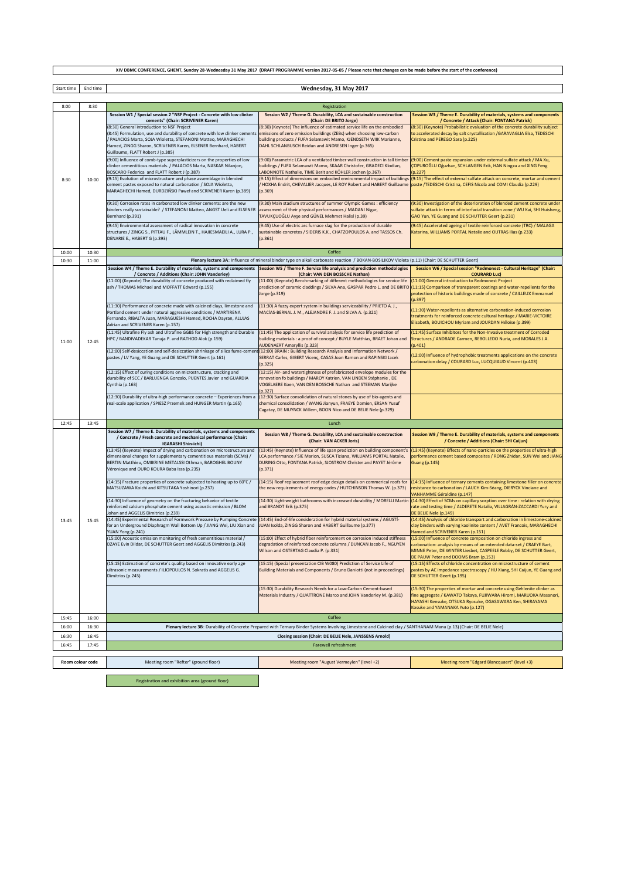**XIV DBMC CONFERENCE, GHENT, Sunday 28-Wednesday 31 May 2017 (DRAFT PROGRAMME version 2017-05-05 / Please note that changes can be made before the start of the conference)**

| Start time | End time | Wednesday, 31 May 2017 | | |
|---|---|---|---|---|
| 8:00 | 8:30 | Registration | | |
| 8:30 | 10:00 | **Session W1 / Special session 2 "NSF Project - Concrete with low clinker cements" (Chair: SCRIVENER Karen)** | **Session W2 / Theme G. Durability, LCA and sustainable construction (Chair: DE BRITO Jorge)** | **Session W3 / Theme E. Durability of materials, systems and components / Concrete / Attack (Chair: FONTANA Patrick)** |
| | | (8:30) General introduction to NSF Project | (8:30) (Keynote) The influence of estimated service life on the embodied emissions of zero emission buildings (ZEBs) when choosing low-carbon building products / FUFA Selamawit Mamo, KJENDSETH WIIK Marianne, DAHL SCHLANBUSCH Reidun and ANDRESEN Inger (p.365) | (8:30) (Keynote) Probabilistic evaluation of the concrete durability subject to accelerated decay by salt crystallization /GARAVAGLIA Elsa, TEDESCHI Cristina and PEREGO Sara (p.225) |
| | | (8:45) Formulation, use and durability of concrete with low clinker cements / PALACIOS Marta, SOJA Wioletta, STEFANONI Matteo, MARAGHECHI Hamed, ZINGG Sharon, SCRIVENER Karen, ELSENER Bernhard, HABERT Guillaume, FLATT Robert J (p.385) | | |
| | | (9:00) Influence of comb-type superplasticizers on the properties of low clinker cementitious materials. / PALACIOS Marta, NASKAR Nilanjon, BOSCARO Federica and FLATT Robert J (p.387) | (9:00) Parametric LCA of a ventilated timber wall construction in tall timber buildings / FUFA Selamawit Mamo, SKAAR Christofer, GRADECI Klodian, LABONNOTE Nathalie, TIME Berit and KÖHLER Jochen (p.367) | (9:00) Cement paste expansion under external sulfate attack / MA Xu, ÇOPUROĞLU Oğuzhan, SCHLANGEN Erik, HAN Ningxu and XING Feng (p.227) |
| | | (9:15) Evolution of microstructure and phase assemblage in blended cement pastes exposed to natural carbonation / SOJA Wioletta, MARAGHECHI Hamed, DURDZIŃSKI Pawel and SCRIVENER Karen (p.389) | (9:15) Effect of dimensions on embodied environmental impact of buildings / HOXHA Endrit, CHEVALIER Jacques, LE ROY Robert and HABERT Guillaume (p.369) | (9:15) The effect of external sulfate attack on concrete, mortar and cement paste /TEDESCHI Cristina, CEFIS Nicola and COMI Claudia (p.229) |
| | | (9:30) Corrosion rates in carbonated low clinker cements: are the new binders really sustainable? / STEFANONI Matteo, ANGST Ueli and ELSENER Bernhard (p.391) | (9:30) Main stadium structures of summer Olympic Games : efficiency assessment of their physical performances / MADANI Nigar, TAVUKÇUOĞLU Ayşe and GÜNEL Mehmet Halisl (p.39) | (9:30) Investigation of the deterioration of blended cement concrete under sulfate attack in terms of interfacial transition zone / WU Kai, SHI Huisheng, GAO Yun, YE Guang and DE SCHUTTER Geert (p.231) |
| | | (9:45) Environmental assessment of radical innovation in concrete structures / ZINGG S., PITTAU F., LÄMMLEIN T., HAJIESMAEILI A., LURA P., DENARIE E., HABERT G (p.393) | (9:45) Use of electric arc furnace slag for the production of durable sustainable concretes / SIDERIS K.K., CHATZOPOULOS A. and TASSOS Ch. (p.361) | (9:45) Accelerated ageing of textile reinforced concrete (TRC) / MALAGA Katarina, WILLIAMS PORTAL Natalie and OUTRAS Ilias (p.233) |
| 10:00 | 10:30 | Coffee | | |
| 10:30 | 11:00 | **Plenary lecture 3A**: Influence of mineral binder type on alkali carbonate reaction / BOKAN-BOSILJKOV Violeta (p.11) (Chair: DE SCHUTTER Geert) | | |
| 11:00 | 12:45 | **Session W4 / Theme E. Durability of materials, systems and components / Concrete / Additions (Chair: JOHN Vanderley)** | **Session W5 / Theme F. Service life analysis and prediction methodologies (Chair: VAN DEN BOSSCHE Nathan)** | **Session W6 / Special session "Redmonest - Cultural Heritage" (Chair: COURARD Luc)** |
| | | (11:00) (Keynote) The durability of concrete produced with reclaimed fly ash / THOMAS Michael and MOFFATT Edward (p.155) | (11:00) (Keynote) Benchmarking of different methodologies for service life prediction of ceramic claddings / SILVA Ana, GASPAR Pedro L. and DE BRITO Jorge (p.319) | (11:00) General introduction to Redmonest Project |
| | | | | (11:15) Comparison of transparent coatings and water-repellents for the protection of historic buildings made of concrete / CAILLEUX Emmanuel (p.397) |
| | | (11:30) Performance of concrete made with calcined clays, limestone and Portland cement under natural aggressive conditions / MARTIRENA Fernando, RIBALTA Juan, MARAGUESHI Hamed, ROCHA Dayran, ALUJAS Adrian and SCRIVENER Karen (p.157) | (11:30) A fuzzy expert system in buildings serviceability / PRIETO A. J., MACÍAS-BERNAL J. M., ALEJANDRE F. J. and SILVA A. (p.321) | (11:30) Water-repellents as alternative carbonation-induced corrosion treatments for reinforced concrete cultural heritage / MARIE-VICTOIRE Elisabeth, BOUICHOU Myriam and JOURDAN Héloïse (p.399) |
| | | (11:45) Ultrafine Fly ash and Ultrafine GGBS for High strength and Durable HPC / BANDIVADEKAR Tanuja P. and RATHOD Alok (p.159) | (11:45) The application of survival analysis for service life prediction of building materials : a proof of concept / BUYLE Matthias, BRAET Johan and AUDENAERT Amaryllis (p.323) | (11:45) Surface Inhibitors for the Non-Invasive treatment of Corroded Structures / ANDRADE Carmen, REBOLLEDO Nuria, and MORALES J.A. (p.401) |
| | | (12:00) Self-desiccation and self-desiccation shrinkage of silica fume-cement pastes / LV Yang, YE Guang and DE SCHUTTER Geert (p.161) | (12:00) BRAIN : Building Research Analysis and Information Network / SERRAT Carles, GIBERT Vicenç, CASAS Joan Ramon and RAPINSKI Jacek (p.325) | (12:00) Influence of hydrophobic treatments applications on the concrete carbonation delay / COURARD Luc, LUCQUIAUD Vincent (p.403) |
| | | (12:15) Effect of curing conditions on microstructure, cracking and durability of SCC / BARLUENGA Gonzalo, PUENTES Javier and GUARDIA Cynthia (p.163) | (12:15) Air- and watertightness of prefabricated envelope modules for the renovation fo buildings / MAROY Katrien, VAN LINDEN Stéphanie , DE VOGELAERE Koen, VAN DEN BOSSCHE Nathan and STEEMAN Marijke (p.327) | |
| | | (12:30) Durability of ultra-high performance concrete – Experiences from a real-scale application / SPIESZ Przemek and HUNGER Martin (p.165) | (12:30) Surface consolidation of natural stones by use of bio-agents and chemical consolidation / WANG Jianyun, FRAEYE Domien, ERSAN Yusuf Cagatay, DE MUYNCK Willem, BOON Nico and DE BELIE Nele (p.329) | |
| 12:45 | 13:45 | Lunch | | |
| 13:45 | 15:45 | **Session W7 / Theme E. Durability of materials, systems and components / Concrete / Fresh concrete and mechanical performance (Chair: IGARASHI Shin-ichi)** | **Session W8 / Theme G. Durability, LCA and sustainable construction (Chair: VAN ACKER Joris)** | **Session W9 / Theme E. Durability of materials, systems and components / Concrete / Additions (Chair: SHI Caijun)** |
| | | (13:45) (Keynote) Impact of drying and carbonation on microstructure and dimensional changes for supplementary cementitious materials (SCMs) / BERTIN Matthieu, OMIKRINE METALSSI Othman, BAROGHEL BOUNY Véronique and OURO KOURA Baba Issa (p.235) | (13:45) (Keynote) Influence of life span prediction on building component's LCA performance / SIE Marion, SUSCA Tiziana, WILLIAMS PORTAL Natalie, DURING Otto, FONTANA Patrick, SJOSTROM Christer and PAYET Jérôme (p.371) | (13:45) (Keynote) Effects of nano-particles on the properties of ultra-high performance cement based composites / RONG Zhidan, SUN Wei and JIANG Guang (p.145) |
| | | (14:15) Fracture properties of concrete subjected to heating up to 60°C / MATSUZAWA Koichi and KITSUTAKA Yoshinori (p.237) | (14:15) Roof replacement roof edge design details on commerical roofs for the new requirements of energy codes / HUTCHINSON Thomas W. (p.373) | (14:15) Influence of ternary cements containing limestone filler on concrete resistance to carbonation / LAUCH Kim-Séang, DIERYCK Vinciane and VANHAMME Géraldine (p.147) |
| | | (14:30) Influence of geometry on the fracturing behavior of textile reinforced calcium phosphate cement using acoustic emission / BLOM Johan and AGGELIS Dimitrios (p.239) | (14:30) Light-weight bathrooms with increased durability / MORELLI Martin and BRANDT Erik (p.375) | (14:30) Effect of SCMs on capillary sorption over time : relation with drying rate and testing time / ALDERETE Natalia, VILLAGRÁN-ZACCARDI Yury and DE BELIE Nele (p.149) |
| | | (14:45) Experimental Research of Formwork Pressure by Pumping Concrete for an Underground Diaphragm Wall Bottom Up / JIANG Wei, LIU Xian and YUAN Yong (p.241) | (14:45) End-of-life consideration for hybrid material systems / AGUSTÍ-JUAN Isolda, ZINGG Sharon and HABERT Guillaume (p.377) | (14:45) Analysis of chloride transport and carbonation in limestone-calcined clay binders with varying kaolinite content / AVET Francois, MARAGHECHI Hamed and SCRIVENER Karen (p.151) |
| | | (15:00) Acoustic emission monitoring of fresh cementitious material / DZAYE Evin Dildar, DE SCHUTTER Geert and AGGELIS Dimitrios (p.243) | (15:00) Effect of hybrid fiber reinforcement on corrosion induced stiffness degradation of reinforced concrete columns / DUNCAN Jacob F., NGUYEN Wilson and OSTERTAG Claudia P. (p.331) | (15:00) Influence of concrete composition on chloride ingress and carbonation: analysis by means of an extended data-set / CRAEYE Bart, MINNE Peter, DE WINTER Liesbet, CASPEELE Robby, DE SCHUTTER Geert, DE PAUW Peter and DOOMS Bram (p.153) |
| | | (15:15) Estimation of concrete's quality based on innovative early age ultrasonic measurements / ILIOPOULOS N. Sokratis and AGGELIS G. Dimitrios (p.245) | (15:15) (Special presentation CIB W080) Prediction of Service Life of Building Materials and Components / Bruno Daniotti (not in proceedings) | (15:15) Effects of chloride concentration on microstructure of cement pastes by AC impedance spectroscopy / HU Xiang, SHI Caijun, YE Guang and DE SCHUTTER Geert (p.195) |
| | | | (15:30) Durability Research Needs for a Low-Carbon Cement-based Materials Industry / QUATTRONE Marco and JOHN Vanderley M. (p.381) | (15:30) The properties of mortar and concrete using Gehlenite clinker as fine aggregate / KAWATO Takaya, FUJIWARA Hiromi, MARUOKA Masanori, HAYASHI Kensuke, OTSUKA Ryosuke, OGASAWARA Ken, SHIRAYAMA Kosuke and YAMANAKA Yuto (p.127) |
| 15:45 | 16:00 | Coffee | | |
| 16:00 | 16:30 | **Plenary lecture 3B**: Durability of Concrete Prepared with Ternary Binder Systems Involving Limestone and Calcined clay / SANTHANAM Manu (p.13) (Chair: DE BELIE Nele) | | |
| 16:30 | 16:45 | **Closing session (Chair: DE BELIE Nele, JANSSENS Arnold)** | | |
| 16:45 | 17:45 | Farewell refreshment | | |

| Room colour code | | | |
|---|---|---|---|
| | Meeting room "Refter" (ground floor) | Meeting room "August Vermeylen" (level +2) | Meeting room "Edgard Blancquaert" (level +3) |
| | Registration and exhibition area (ground floor) | | |